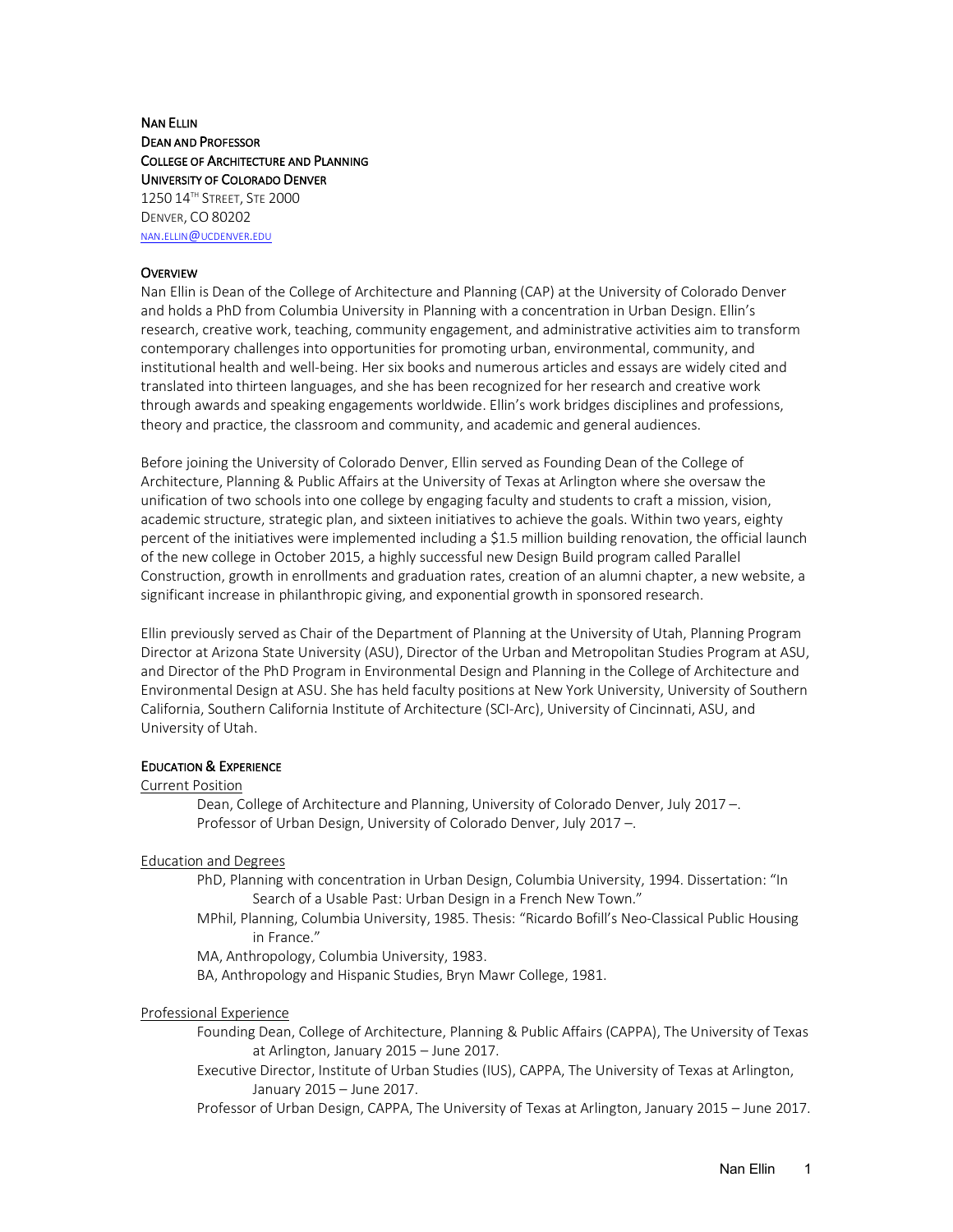**NAN ELLIN**
**DEAN AND PROFESSOR**
**COLLEGE OF ARCHITECTURE AND PLANNING**
**UNIVERSITY OF COLORADO DENVER**
1250 14TH STREET, STE 2000
DENVER, CO 80202
NAN.ELLIN@UCDENVER.EDU

## OVERVIEW

Nan Ellin is Dean of the College of Architecture and Planning (CAP) at the University of Colorado Denver and holds a PhD from Columbia University in Planning with a concentration in Urban Design. Ellin's research, creative work, teaching, community engagement, and administrative activities aim to transform contemporary challenges into opportunities for promoting urban, environmental, community, and institutional health and well-being. Her six books and numerous articles and essays are widely cited and translated into thirteen languages, and she has been recognized for her research and creative work through awards and speaking engagements worldwide. Ellin's work bridges disciplines and professions, theory and practice, the classroom and community, and academic and general audiences.

Before joining the University of Colorado Denver, Ellin served as Founding Dean of the College of Architecture, Planning & Public Affairs at the University of Texas at Arlington where she oversaw the unification of two schools into one college by engaging faculty and students to craft a mission, vision, academic structure, strategic plan, and sixteen initiatives to achieve the goals. Within two years, eighty percent of the initiatives were implemented including a $1.5 million building renovation, the official launch of the new college in October 2015, a highly successful new Design Build program called Parallel Construction, growth in enrollments and graduation rates, creation of an alumni chapter, a new website, a significant increase in philanthropic giving, and exponential growth in sponsored research.

Ellin previously served as Chair of the Department of Planning at the University of Utah, Planning Program Director at Arizona State University (ASU), Director of the Urban and Metropolitan Studies Program at ASU, and Director of the PhD Program in Environmental Design and Planning in the College of Architecture and Environmental Design at ASU. She has held faculty positions at New York University, University of Southern California, Southern California Institute of Architecture (SCI-Arc), University of Cincinnati, ASU, and University of Utah.

## EDUCATION & EXPERIENCE

Current Position

- Dean, College of Architecture and Planning, University of Colorado Denver, July 2017 –.
- Professor of Urban Design, University of Colorado Denver, July 2017 –.

Education and Degrees

- PhD, Planning with concentration in Urban Design, Columbia University, 1994. Dissertation: "In Search of a Usable Past: Urban Design in a French New Town."
- MPhil, Planning, Columbia University, 1985. Thesis: "Ricardo Bofill's Neo-Classical Public Housing in France."
- MA, Anthropology, Columbia University, 1983.
- BA, Anthropology and Hispanic Studies, Bryn Mawr College, 1981.

Professional Experience

- Founding Dean, College of Architecture, Planning & Public Affairs (CAPPA), The University of Texas at Arlington, January 2015 – June 2017.
- Executive Director, Institute of Urban Studies (IUS), CAPPA, The University of Texas at Arlington, January 2015 – June 2017.
- Professor of Urban Design, CAPPA, The University of Texas at Arlington, January 2015 – June 2017.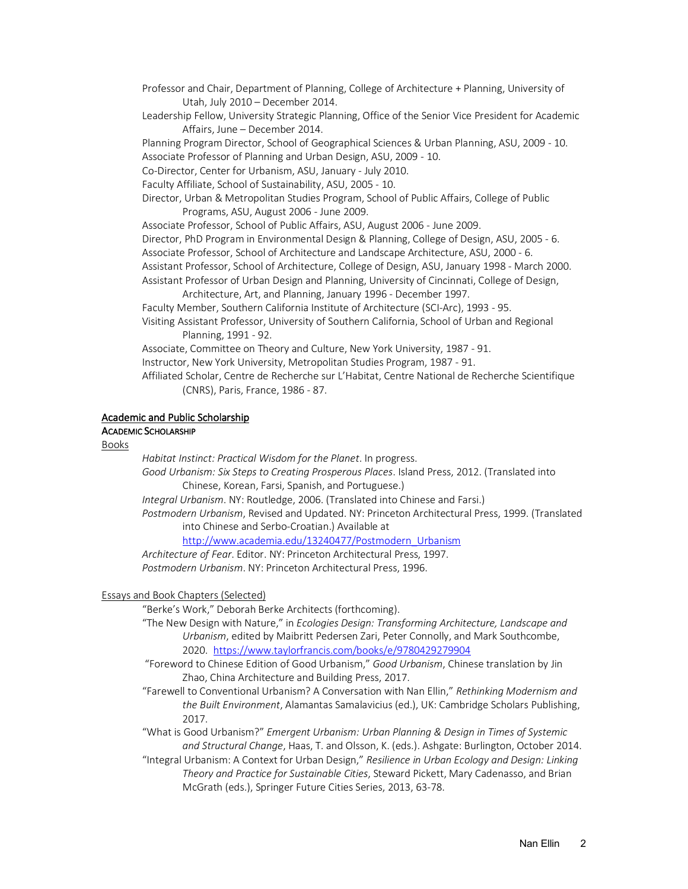Professor and Chair, Department of Planning, College of Architecture + Planning, University of Utah, July 2010 – December 2014.

Leadership Fellow, University Strategic Planning, Office of the Senior Vice President for Academic Affairs, June – December 2014.

Planning Program Director, School of Geographical Sciences & Urban Planning, ASU, 2009 - 10.

Associate Professor of Planning and Urban Design, ASU, 2009 - 10.

Co-Director, Center for Urbanism, ASU, January - July 2010.

Faculty Affiliate, School of Sustainability, ASU, 2005 - 10.

Director, Urban & Metropolitan Studies Program, School of Public Affairs, College of Public Programs, ASU, August 2006 - June 2009.

Associate Professor, School of Public Affairs, ASU, August 2006 - June 2009.

Director, PhD Program in Environmental Design & Planning, College of Design, ASU, 2005 - 6.

Associate Professor, School of Architecture and Landscape Architecture, ASU, 2000 - 6.

Assistant Professor, School of Architecture, College of Design, ASU, January 1998 - March 2000.

Assistant Professor of Urban Design and Planning, University of Cincinnati, College of Design, Architecture, Art, and Planning, January 1996 - December 1997.

Faculty Member, Southern California Institute of Architecture (SCI-Arc), 1993 - 95.

Visiting Assistant Professor, University of Southern California, School of Urban and Regional Planning, 1991 - 92.

Associate, Committee on Theory and Culture, New York University, 1987 - 91.

Instructor, New York University, Metropolitan Studies Program, 1987 - 91.

Affiliated Scholar, Centre de Recherche sur L'Habitat, Centre National de Recherche Scientifique (CNRS), Paris, France, 1986 - 87.

## Academic and Public Scholarship

### Academic Scholarship

#### Books

*Habitat Instinct: Practical Wisdom for the Planet*. In progress.

*Good Urbanism: Six Steps to Creating Prosperous Places*. Island Press, 2012. (Translated into Chinese, Korean, Farsi, Spanish, and Portuguese.)

*Integral Urbanism*. NY: Routledge, 2006. (Translated into Chinese and Farsi.)

*Postmodern Urbanism*, Revised and Updated. NY: Princeton Architectural Press, 1999. (Translated into Chinese and Serbo-Croatian.) Available at http://www.academia.edu/13240477/Postmodern_Urbanism

*Architecture of Fear*. Editor. NY: Princeton Architectural Press, 1997.

*Postmodern Urbanism*. NY: Princeton Architectural Press, 1996.

#### Essays and Book Chapters (Selected)

"Berke's Work," Deborah Berke Architects (forthcoming).

"The New Design with Nature," in *Ecologies Design: Transforming Architecture, Landscape and Urbanism*, edited by Maibritt Pedersen Zari, Peter Connolly, and Mark Southcombe, 2020. https://www.taylorfrancis.com/books/e/9780429279904

"Foreword to Chinese Edition of Good Urbanism," *Good Urbanism*, Chinese translation by Jin Zhao, China Architecture and Building Press, 2017.

"Farewell to Conventional Urbanism? A Conversation with Nan Ellin," *Rethinking Modernism and the Built Environment*, Alamantas Samalavicius (ed.), UK: Cambridge Scholars Publishing, 2017.

"What is Good Urbanism?" *Emergent Urbanism: Urban Planning & Design in Times of Systemic and Structural Change*, Haas, T. and Olsson, K. (eds.). Ashgate: Burlington, October 2014.

"Integral Urbanism: A Context for Urban Design," *Resilience in Urban Ecology and Design: Linking Theory and Practice for Sustainable Cities*, Steward Pickett, Mary Cadenasso, and Brian McGrath (eds.), Springer Future Cities Series, 2013, 63-78.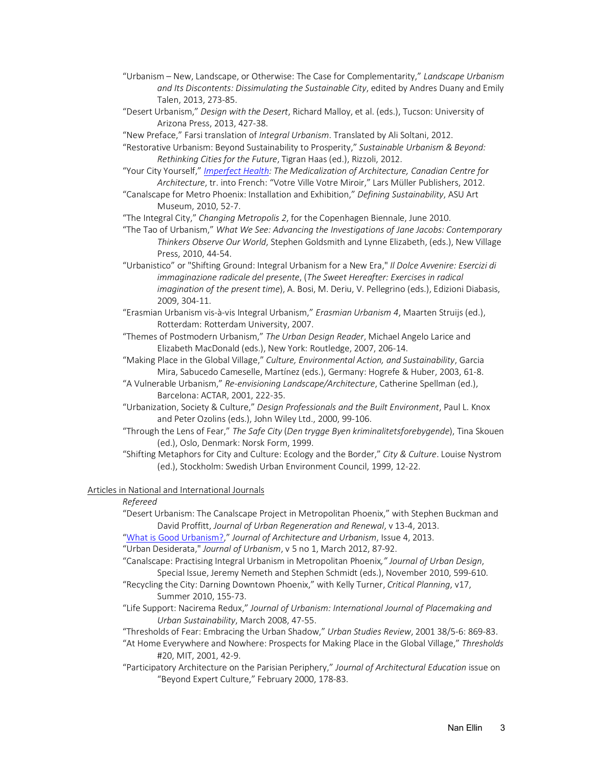"Urbanism – New, Landscape, or Otherwise: The Case for Complementarity," *Landscape Urbanism and Its Discontents: Dissimulating the Sustainable City*, edited by Andres Duany and Emily Talen, 2013, 273-85.

"Desert Urbanism," *Design with the Desert*, Richard Malloy, et al. (eds.), Tucson: University of Arizona Press, 2013, 427-38.

"New Preface," Farsi translation of *Integral Urbanism*. Translated by Ali Soltani, 2012.

"Restorative Urbanism: Beyond Sustainability to Prosperity," *Sustainable Urbanism & Beyond: Rethinking Cities for the Future*, Tigran Haas (ed.), Rizzoli, 2012.

"Your City Yourself," *Imperfect Health: The Medicalization of Architecture, Canadian Centre for Architecture*, tr. into French: "Votre Ville Votre Miroir," Lars Müller Publishers, 2012.

"Canalscape for Metro Phoenix: Installation and Exhibition," *Defining Sustainability*, ASU Art Museum, 2010, 52-7.

"The Integral City," *Changing Metropolis 2*, for the Copenhagen Biennale, June 2010.

"The Tao of Urbanism," *What We See: Advancing the Investigations of Jane Jacobs: Contemporary Thinkers Observe Our World*, Stephen Goldsmith and Lynne Elizabeth, (eds.), New Village Press, 2010, 44-54.

"Urbanistico" or "Shifting Ground: Integral Urbanism for a New Era," *Il Dolce Avvenire: Esercizi di immaginazione radicale del presente*, (*The Sweet Hereafter: Exercises in radical imagination of the present time*), A. Bosi, M. Deriu, V. Pellegrino (eds.), Edizioni Diabasis, 2009, 304-11.

"Erasmian Urbanism vis-à-vis Integral Urbanism," *Erasmian Urbanism 4*, Maarten Struijs (ed.), Rotterdam: Rotterdam University, 2007.

"Themes of Postmodern Urbanism," *The Urban Design Reader*, Michael Angelo Larice and Elizabeth MacDonald (eds.), New York: Routledge, 2007, 206-14.

"Making Place in the Global Village," *Culture, Environmental Action, and Sustainability*, Garcia Mira, Sabucedo Cameselle, Martínez (eds.), Germany: Hogrefe & Huber, 2003, 61-8.

"A Vulnerable Urbanism," *Re-envisioning Landscape/Architecture*, Catherine Spellman (ed.), Barcelona: ACTAR, 2001, 222-35.

"Urbanization, Society & Culture," *Design Professionals and the Built Environment*, Paul L. Knox and Peter Ozolins (eds.), John Wiley Ltd., 2000, 99-106.

"Through the Lens of Fear," *The Safe City* (*Den trygge Byen kriminalitetsforebygende*), Tina Skouen (ed.), Oslo, Denmark: Norsk Form, 1999.

"Shifting Metaphors for City and Culture: Ecology and the Border," *City & Culture*. Louise Nystrom (ed.), Stockholm: Swedish Urban Environment Council, 1999, 12-22.

Articles in National and International Journals

*Refereed*

"Desert Urbanism: The Canalscape Project in Metropolitan Phoenix," with Stephen Buckman and David Proffitt, *Journal of Urban Regeneration and Renewal*, v 13-4, 2013.

"What is Good Urbanism?," *Journal of Architecture and Urbanism*, Issue 4, 2013.

"Urban Desiderata," *Journal of Urbanism*, v 5 no 1, March 2012, 87-92.

"Canalscape: Practising Integral Urbanism in Metropolitan Phoenix," *Journal of Urban Design*, Special Issue, Jeremy Nemeth and Stephen Schmidt (eds.), November 2010, 599-610.

"Recycling the City: Darning Downtown Phoenix," with Kelly Turner, *Critical Planning*, v17, Summer 2010, 155-73.

"Life Support: Nacirema Redux," *Journal of Urbanism: International Journal of Placemaking and Urban Sustainability*, March 2008, 47-55.

"Thresholds of Fear: Embracing the Urban Shadow," *Urban Studies Review*, 2001 38/5-6: 869-83.

"At Home Everywhere and Nowhere: Prospects for Making Place in the Global Village," *Thresholds* #20, MIT, 2001, 42-9.

"Participatory Architecture on the Parisian Periphery," *Journal of Architectural Education* issue on "Beyond Expert Culture," February 2000, 178-83.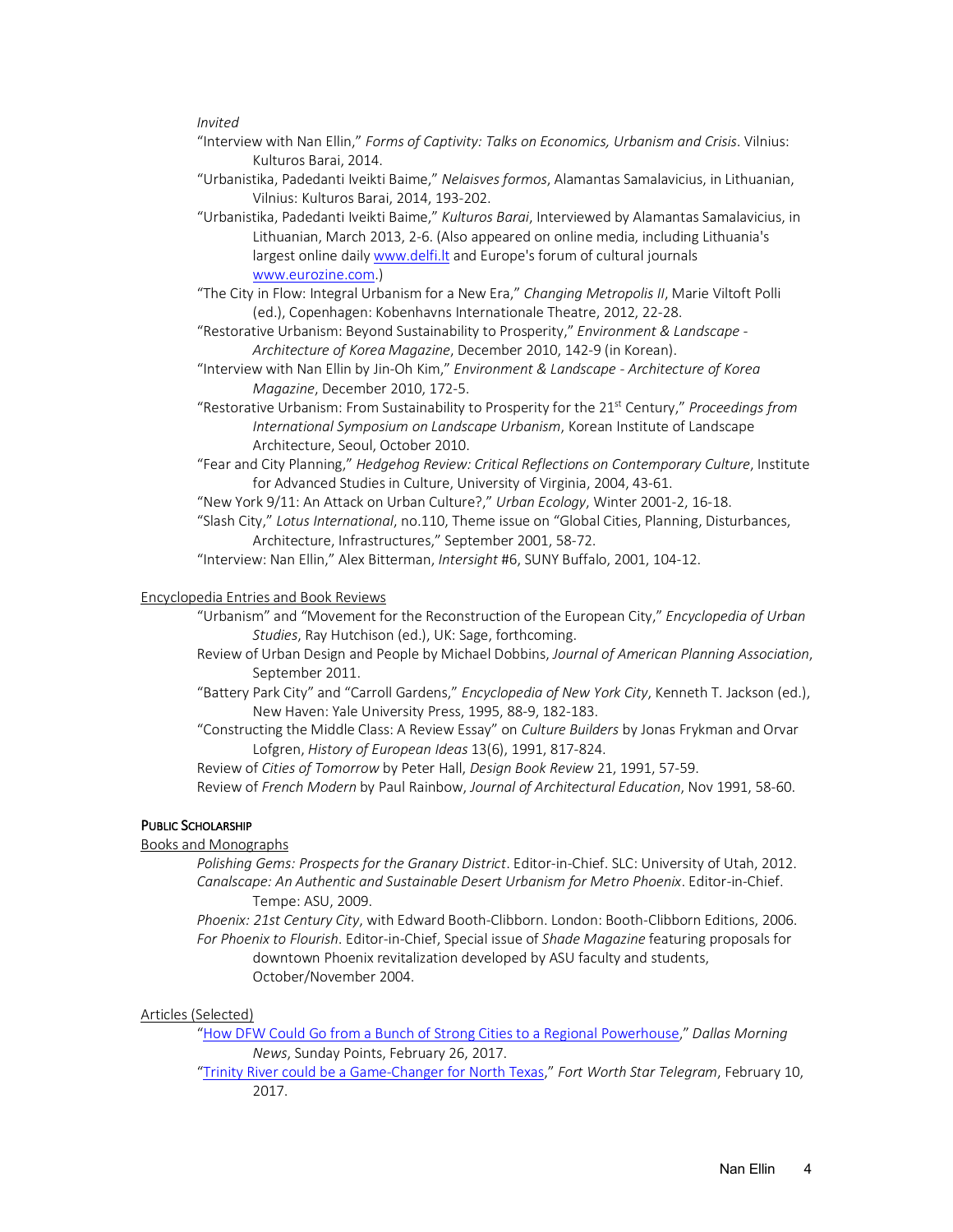*Invited*

"Interview with Nan Ellin," *Forms of Captivity: Talks on Economics, Urbanism and Crisis*. Vilnius: Kulturos Barai, 2014.

"Urbanistika, Padedanti Iveikti Baime," *Nelaisves formos*, Alamantas Samalavicius, in Lithuanian, Vilnius: Kulturos Barai, 2014, 193-202.

"Urbanistika, Padedanti Iveikti Baime," *Kulturos Barai*, Interviewed by Alamantas Samalavicius, in Lithuanian, March 2013, 2-6. (Also appeared on online media, including Lithuania's largest online daily [www.delfi.lt](www.delfi.lt) and Europe's forum of cultural journals [www.eurozine.com](www.eurozine.com).)

"The City in Flow: Integral Urbanism for a New Era," *Changing Metropolis II*, Marie Viltoft Polli (ed.), Copenhagen: Kobenhavns Internationale Theatre, 2012, 22-28.

"Restorative Urbanism: Beyond Sustainability to Prosperity," *Environment & Landscape - Architecture of Korea Magazine*, December 2010, 142-9 (in Korean).

"Interview with Nan Ellin by Jin-Oh Kim," *Environment & Landscape - Architecture of Korea Magazine*, December 2010, 172-5.

"Restorative Urbanism: From Sustainability to Prosperity for the 21st Century," *Proceedings from International Symposium on Landscape Urbanism*, Korean Institute of Landscape Architecture, Seoul, October 2010.

"Fear and City Planning," *Hedgehog Review: Critical Reflections on Contemporary Culture*, Institute for Advanced Studies in Culture, University of Virginia, 2004, 43-61.

"New York 9/11: An Attack on Urban Culture?," *Urban Ecology*, Winter 2001-2, 16-18.

"Slash City," *Lotus International*, no.110, Theme issue on "Global Cities, Planning, Disturbances, Architecture, Infrastructures," September 2001, 58-72.

"Interview: Nan Ellin," Alex Bitterman, *Intersight* #6, SUNY Buffalo, 2001, 104-12.

<u>Encyclopedia Entries and Book Reviews</u>

"Urbanism" and "Movement for the Reconstruction of the European City," *Encyclopedia of Urban Studies*, Ray Hutchison (ed.), UK: Sage, forthcoming.

Review of Urban Design and People by Michael Dobbins, *Journal of American Planning Association*, September 2011.

"Battery Park City" and "Carroll Gardens," *Encyclopedia of New York City*, Kenneth T. Jackson (ed.), New Haven: Yale University Press, 1995, 88-9, 182-183.

"Constructing the Middle Class: A Review Essay" on *Culture Builders* by Jonas Frykman and Orvar Lofgren, *History of European Ideas* 13(6), 1991, 817-824.

Review of *Cities of Tomorrow* by Peter Hall, *Design Book Review* 21, 1991, 57-59.

Review of *French Modern* by Paul Rainbow, *Journal of Architectural Education*, Nov 1991, 58-60.

## PUBLIC SCHOLARSHIP

<u>Books and Monographs</u>

*Polishing Gems: Prospects for the Granary District*. Editor-in-Chief. SLC: University of Utah, 2012.

*Canalscape: An Authentic and Sustainable Desert Urbanism for Metro Phoenix*. Editor-in-Chief. Tempe: ASU, 2009.

*Phoenix: 21st Century City*, with Edward Booth-Clibborn. London: Booth-Clibborn Editions, 2006.

*For Phoenix to Flourish*. Editor-in-Chief, Special issue of *Shade Magazine* featuring proposals for downtown Phoenix revitalization developed by ASU faculty and students, October/November 2004.

<u>Articles (Selected)</u>

"How DFW Could Go from a Bunch of Strong Cities to a Regional Powerhouse," *Dallas Morning News*, Sunday Points, February 26, 2017.

"Trinity River could be a Game-Changer for North Texas," *Fort Worth Star Telegram*, February 10, 2017.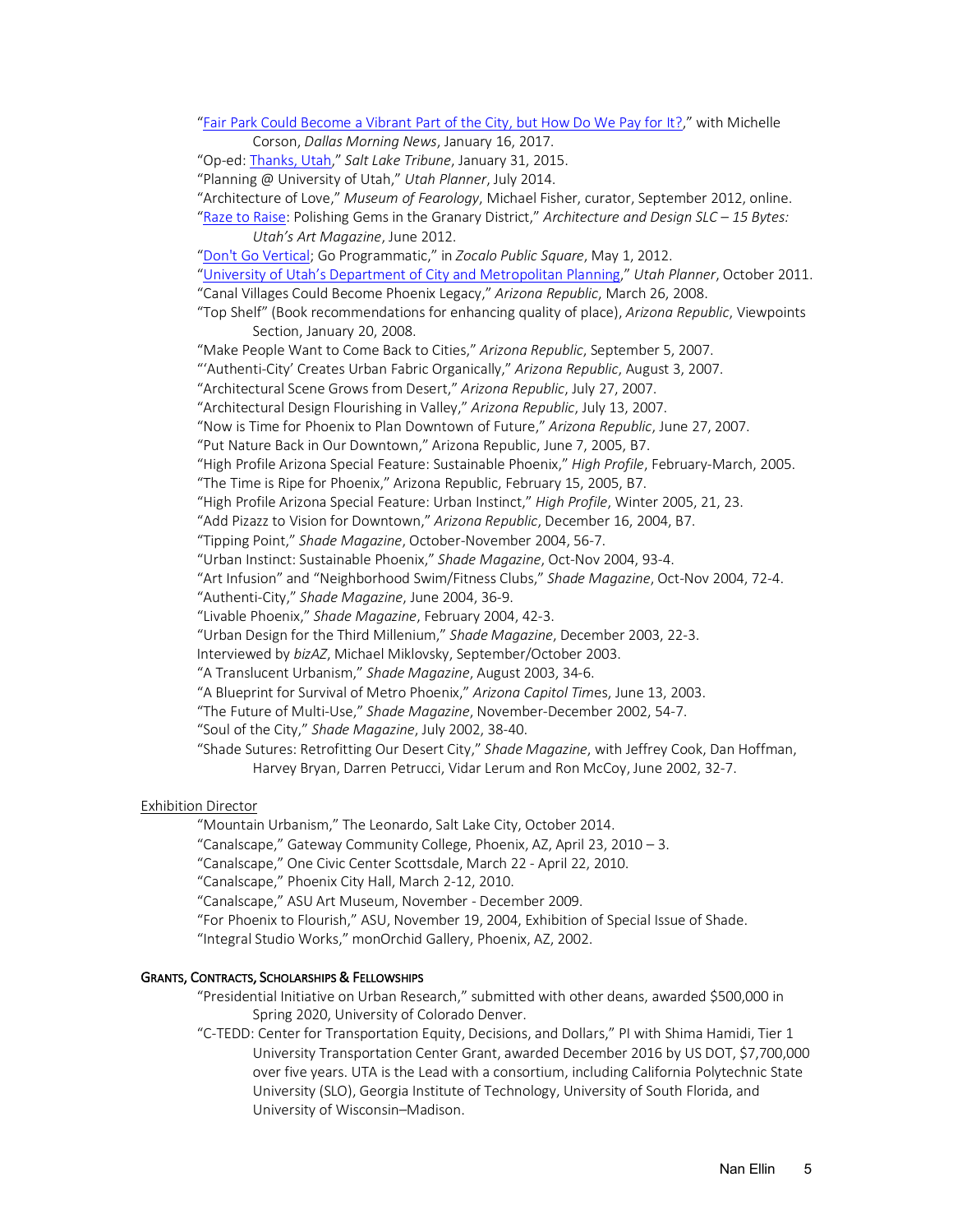"[Fair Park Could Become a Vibrant Part of the City, but How Do We Pay for It?](#)," with Michelle Corson, *Dallas Morning News*, January 16, 2017.

"Op-ed: [Thanks, Utah](#)," *Salt Lake Tribune*, January 31, 2015.

"Planning @ University of Utah," *Utah Planner*, July 2014.

"Architecture of Love," *Museum of Fearology*, Michael Fisher, curator, September 2012, online.

"[Raze to Raise](#): Polishing Gems in the Granary District," *Architecture and Design SLC – 15 Bytes: Utah's Art Magazine*, June 2012.

"[Don't Go Vertical](#); Go Programmatic," in *Zocalo Public Square*, May 1, 2012.

"[University of Utah's Department of City and Metropolitan Planning](#)," *Utah Planner*, October 2011.

"Canal Villages Could Become Phoenix Legacy," *Arizona Republic*, March 26, 2008.

"Top Shelf" (Book recommendations for enhancing quality of place), *Arizona Republic*, Viewpoints Section, January 20, 2008.

"Make People Want to Come Back to Cities," *Arizona Republic*, September 5, 2007.

"'Authenti-City' Creates Urban Fabric Organically," *Arizona Republic*, August 3, 2007.

"Architectural Scene Grows from Desert," *Arizona Republic*, July 27, 2007.

"Architectural Design Flourishing in Valley," *Arizona Republic*, July 13, 2007.

"Now is Time for Phoenix to Plan Downtown of Future," *Arizona Republic*, June 27, 2007.

"Put Nature Back in Our Downtown," Arizona Republic, June 7, 2005, B7.

"High Profile Arizona Special Feature: Sustainable Phoenix," *High Profile*, February-March, 2005.

"The Time is Ripe for Phoenix," Arizona Republic, February 15, 2005, B7.

"High Profile Arizona Special Feature: Urban Instinct," *High Profile*, Winter 2005, 21, 23.

"Add Pizazz to Vision for Downtown," *Arizona Republic*, December 16, 2004, B7.

"Tipping Point," *Shade Magazine*, October-November 2004, 56-7.

"Urban Instinct: Sustainable Phoenix," *Shade Magazine*, Oct-Nov 2004, 93-4.

"Art Infusion" and "Neighborhood Swim/Fitness Clubs," *Shade Magazine*, Oct-Nov 2004, 72-4.

"Authenti-City," *Shade Magazine*, June 2004, 36-9.

"Livable Phoenix," *Shade Magazine*, February 2004, 42-3.

"Urban Design for the Third Millenium," *Shade Magazine*, December 2003, 22-3.

Interviewed by *bizAZ*, Michael Miklovsky, September/October 2003.

"A Translucent Urbanism," *Shade Magazine*, August 2003, 34-6.

"A Blueprint for Survival of Metro Phoenix," *Arizona Capitol Times*, June 13, 2003.

"The Future of Multi-Use," *Shade Magazine*, November-December 2002, 54-7.

"Soul of the City," *Shade Magazine*, July 2002, 38-40.

"Shade Sutures: Retrofitting Our Desert City," *Shade Magazine*, with Jeffrey Cook, Dan Hoffman, Harvey Bryan, Darren Petrucci, Vidar Lerum and Ron McCoy, June 2002, 32-7.

Exhibition Director

"Mountain Urbanism," The Leonardo, Salt Lake City, October 2014.

"Canalscape," Gateway Community College, Phoenix, AZ, April 23, 2010 – 3.

"Canalscape," One Civic Center Scottsdale, March 22 - April 22, 2010.

"Canalscape," Phoenix City Hall, March 2-12, 2010.

"Canalscape," ASU Art Museum, November - December 2009.

"For Phoenix to Flourish," ASU, November 19, 2004, Exhibition of Special Issue of Shade.

"Integral Studio Works," monOrchid Gallery, Phoenix, AZ, 2002.

## Grants, Contracts, Scholarships & Fellowships

"Presidential Initiative on Urban Research," submitted with other deans, awarded $500,000 in Spring 2020, University of Colorado Denver.

"C-TEDD: Center for Transportation Equity, Decisions, and Dollars," PI with Shima Hamidi, Tier 1 University Transportation Center Grant, awarded December 2016 by US DOT, $7,700,000 over five years. UTA is the Lead with a consortium, including California Polytechnic State University (SLO), Georgia Institute of Technology, University of South Florida, and University of Wisconsin–Madison.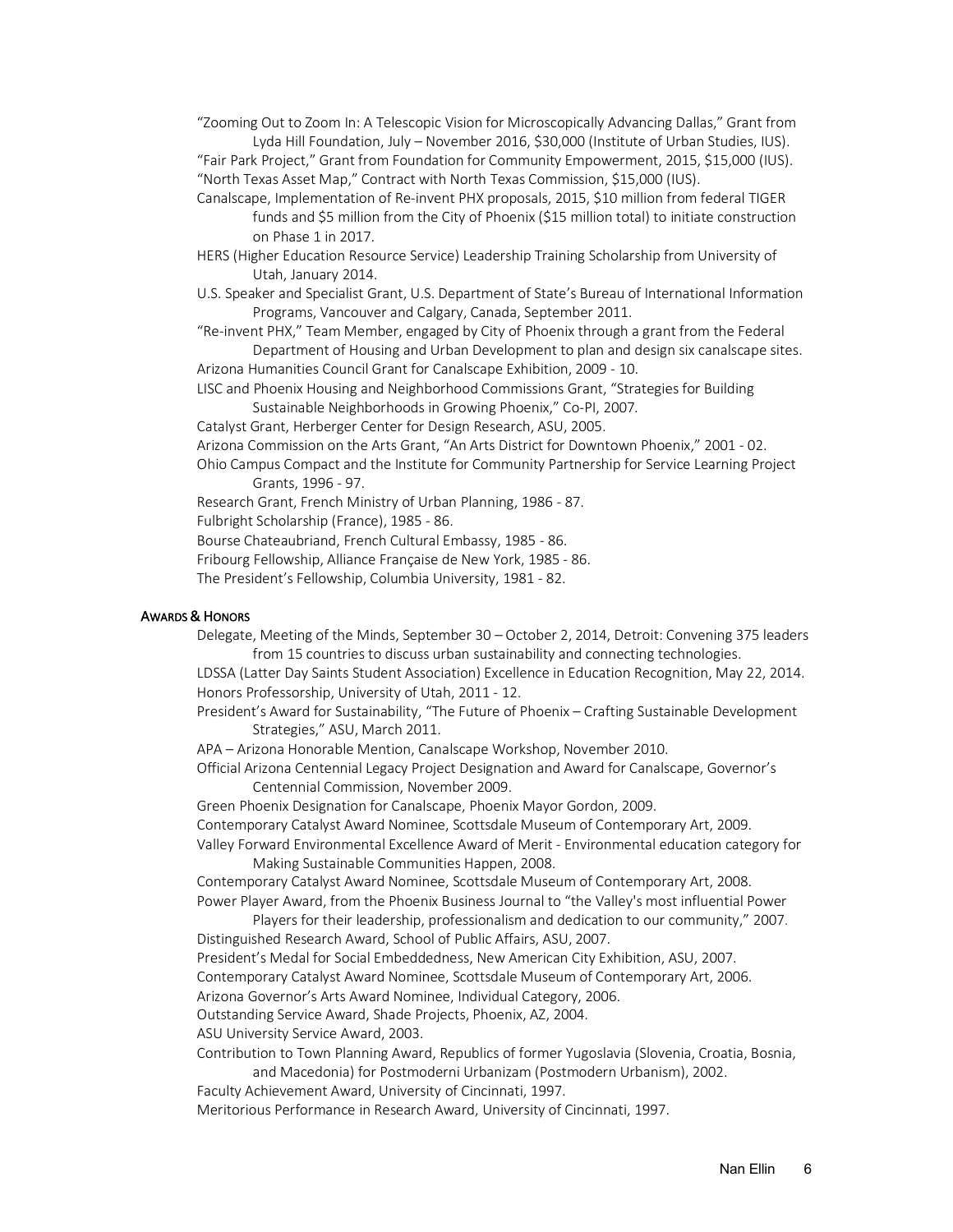"Zooming Out to Zoom In: A Telescopic Vision for Microscopically Advancing Dallas," Grant from Lyda Hill Foundation, July – November 2016, $30,000 (Institute of Urban Studies, IUS).

"Fair Park Project," Grant from Foundation for Community Empowerment, 2015, $15,000 (IUS).

"North Texas Asset Map," Contract with North Texas Commission, $15,000 (IUS).

Canalscape, Implementation of Re-invent PHX proposals, 2015, $10 million from federal TIGER funds and $5 million from the City of Phoenix ($15 million total) to initiate construction on Phase 1 in 2017.

HERS (Higher Education Resource Service) Leadership Training Scholarship from University of Utah, January 2014.

U.S. Speaker and Specialist Grant, U.S. Department of State's Bureau of International Information Programs, Vancouver and Calgary, Canada, September 2011.

"Re-invent PHX," Team Member, engaged by City of Phoenix through a grant from the Federal Department of Housing and Urban Development to plan and design six canalscape sites.

Arizona Humanities Council Grant for Canalscape Exhibition, 2009 - 10.

LISC and Phoenix Housing and Neighborhood Commissions Grant, "Strategies for Building Sustainable Neighborhoods in Growing Phoenix," Co-PI, 2007.

Catalyst Grant, Herberger Center for Design Research, ASU, 2005.

Arizona Commission on the Arts Grant, "An Arts District for Downtown Phoenix," 2001 - 02.

Ohio Campus Compact and the Institute for Community Partnership for Service Learning Project Grants, 1996 - 97.

Research Grant, French Ministry of Urban Planning, 1986 - 87.

Fulbright Scholarship (France), 1985 - 86.

Bourse Chateaubriand, French Cultural Embassy, 1985 - 86.

Fribourg Fellowship, Alliance Française de New York, 1985 - 86.

The President's Fellowship, Columbia University, 1981 - 82.

## Awards & Honors

Delegate, Meeting of the Minds, September 30 – October 2, 2014, Detroit: Convening 375 leaders from 15 countries to discuss urban sustainability and connecting technologies.

LDSSA (Latter Day Saints Student Association) Excellence in Education Recognition, May 22, 2014.

Honors Professorship, University of Utah, 2011 - 12.

President's Award for Sustainability, "The Future of Phoenix – Crafting Sustainable Development Strategies," ASU, March 2011.

APA – Arizona Honorable Mention, Canalscape Workshop, November 2010.

Official Arizona Centennial Legacy Project Designation and Award for Canalscape, Governor's Centennial Commission, November 2009.

Green Phoenix Designation for Canalscape, Phoenix Mayor Gordon, 2009.

Contemporary Catalyst Award Nominee, Scottsdale Museum of Contemporary Art, 2009.

Valley Forward Environmental Excellence Award of Merit - Environmental education category for Making Sustainable Communities Happen, 2008.

Contemporary Catalyst Award Nominee, Scottsdale Museum of Contemporary Art, 2008.

Power Player Award, from the Phoenix Business Journal to "the Valley's most influential Power Players for their leadership, professionalism and dedication to our community," 2007.

Distinguished Research Award, School of Public Affairs, ASU, 2007.

President's Medal for Social Embeddedness, New American City Exhibition, ASU, 2007.

Contemporary Catalyst Award Nominee, Scottsdale Museum of Contemporary Art, 2006.

Arizona Governor's Arts Award Nominee, Individual Category, 2006.

Outstanding Service Award, Shade Projects, Phoenix, AZ, 2004.

ASU University Service Award, 2003.

Contribution to Town Planning Award, Republics of former Yugoslavia (Slovenia, Croatia, Bosnia, and Macedonia) for Postmoderni Urbanizam (Postmodern Urbanism), 2002.

Faculty Achievement Award, University of Cincinnati, 1997.

Meritorious Performance in Research Award, University of Cincinnati, 1997.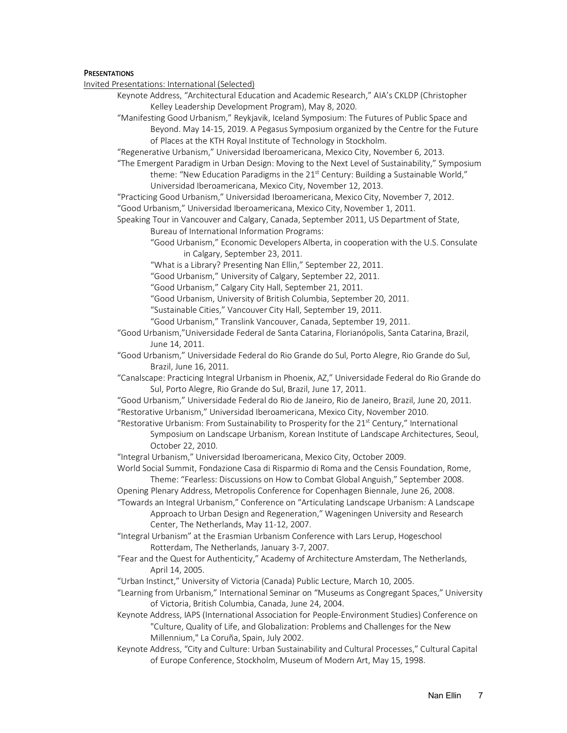**PRESENTATIONS**

Invited Presentations: International (Selected)

- Keynote Address, "Architectural Education and Academic Research," AIA's CKLDP (Christopher Kelley Leadership Development Program), May 8, 2020.
- "Manifesting Good Urbanism," Reykjavik, Iceland Symposium: The Futures of Public Space and Beyond. May 14-15, 2019. A Pegasus Symposium organized by the Centre for the Future of Places at the KTH Royal Institute of Technology in Stockholm.
- "Regenerative Urbanism," Universidad Iberoamericana, Mexico City, November 6, 2013.
- "The Emergent Paradigm in Urban Design: Moving to the Next Level of Sustainability," Symposium theme: "New Education Paradigms in the 21st Century: Building a Sustainable World," Universidad Iberoamericana, Mexico City, November 12, 2013.
- "Practicing Good Urbanism," Universidad Iberoamericana, Mexico City, November 7, 2012.
- "Good Urbanism," Universidad Iberoamericana, Mexico City, November 1, 2011.
- Speaking Tour in Vancouver and Calgary, Canada, September 2011, US Department of State, Bureau of International Information Programs:
  - "Good Urbanism," Economic Developers Alberta, in cooperation with the U.S. Consulate in Calgary, September 23, 2011.
  - "What is a Library? Presenting Nan Ellin," September 22, 2011.
  - "Good Urbanism," University of Calgary, September 22, 2011.
  - "Good Urbanism," Calgary City Hall, September 21, 2011.
  - "Good Urbanism, University of British Columbia, September 20, 2011.
  - "Sustainable Cities," Vancouver City Hall, September 19, 2011.
  - "Good Urbanism," Translink Vancouver, Canada, September 19, 2011.
- "Good Urbanism,"Universidade Federal de Santa Catarina, Florianópolis, Santa Catarina, Brazil, June 14, 2011.
- "Good Urbanism," Universidade Federal do Rio Grande do Sul, Porto Alegre, Rio Grande do Sul, Brazil, June 16, 2011.
- "Canalscape: Practicing Integral Urbanism in Phoenix, AZ," Universidade Federal do Rio Grande do Sul, Porto Alegre, Rio Grande do Sul, Brazil, June 17, 2011.
- "Good Urbanism," Universidade Federal do Rio de Janeiro, Rio de Janeiro, Brazil, June 20, 2011.
- "Restorative Urbanism," Universidad Iberoamericana, Mexico City, November 2010.
- "Restorative Urbanism: From Sustainability to Prosperity for the 21st Century," International Symposium on Landscape Urbanism, Korean Institute of Landscape Architectures, Seoul, October 22, 2010.
- "Integral Urbanism," Universidad Iberoamericana, Mexico City, October 2009.
- World Social Summit, Fondazione Casa di Risparmio di Roma and the Censis Foundation, Rome, Theme: "Fearless: Discussions on How to Combat Global Anguish," September 2008.
- Opening Plenary Address, Metropolis Conference for Copenhagen Biennale, June 26, 2008.
- "Towards an Integral Urbanism," Conference on "Articulating Landscape Urbanism: A Landscape Approach to Urban Design and Regeneration," Wageningen University and Research Center, The Netherlands, May 11-12, 2007.
- "Integral Urbanism" at the Erasmian Urbanism Conference with Lars Lerup, Hogeschool Rotterdam, The Netherlands, January 3-7, 2007.
- "Fear and the Quest for Authenticity," Academy of Architecture Amsterdam, The Netherlands, April 14, 2005.
- "Urban Instinct," University of Victoria (Canada) Public Lecture, March 10, 2005.
- "Learning from Urbanism," International Seminar on "Museums as Congregant Spaces," University of Victoria, British Columbia, Canada, June 24, 2004.
- Keynote Address, IAPS (International Association for People-Environment Studies) Conference on "Culture, Quality of Life, and Globalization: Problems and Challenges for the New Millennium," La Coruña, Spain, July 2002.
- Keynote Address, "City and Culture: Urban Sustainability and Cultural Processes," Cultural Capital of Europe Conference, Stockholm, Museum of Modern Art, May 15, 1998.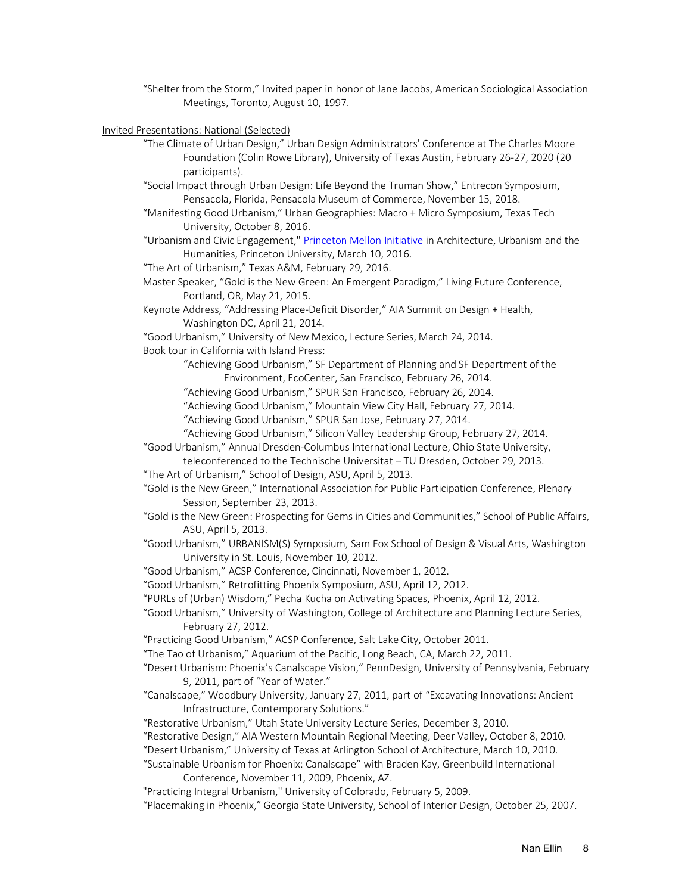"Shelter from the Storm," Invited paper in honor of Jane Jacobs, American Sociological Association Meetings, Toronto, August 10, 1997.

Invited Presentations: National (Selected)

"The Climate of Urban Design," Urban Design Administrators' Conference at The Charles Moore Foundation (Colin Rowe Library), University of Texas Austin, February 26-27, 2020 (20 participants).

"Social Impact through Urban Design: Life Beyond the Truman Show," Entrecon Symposium, Pensacola, Florida, Pensacola Museum of Commerce, November 15, 2018.

"Manifesting Good Urbanism," Urban Geographies: Macro + Micro Symposium, Texas Tech University, October 8, 2016.

"Urbanism and Civic Engagement," Princeton Mellon Initiative in Architecture, Urbanism and the Humanities, Princeton University, March 10, 2016.

"The Art of Urbanism," Texas A&M, February 29, 2016.

Master Speaker, "Gold is the New Green: An Emergent Paradigm," Living Future Conference, Portland, OR, May 21, 2015.

Keynote Address, "Addressing Place-Deficit Disorder," AIA Summit on Design + Health, Washington DC, April 21, 2014.

"Good Urbanism," University of New Mexico, Lecture Series, March 24, 2014.

Book tour in California with Island Press:

- "Achieving Good Urbanism," SF Department of Planning and SF Department of the Environment, EcoCenter, San Francisco, February 26, 2014.
- "Achieving Good Urbanism," SPUR San Francisco, February 26, 2014.
- "Achieving Good Urbanism," Mountain View City Hall, February 27, 2014.
- "Achieving Good Urbanism," SPUR San Jose, February 27, 2014.
- "Achieving Good Urbanism," Silicon Valley Leadership Group, February 27, 2014.

"Good Urbanism," Annual Dresden-Columbus International Lecture, Ohio State University, teleconferenced to the Technische Universitat – TU Dresden, October 29, 2013.

"The Art of Urbanism," School of Design, ASU, April 5, 2013.

"Gold is the New Green," International Association for Public Participation Conference, Plenary Session, September 23, 2013.

"Gold is the New Green: Prospecting for Gems in Cities and Communities," School of Public Affairs, ASU, April 5, 2013.

"Good Urbanism," URBANISM(S) Symposium, Sam Fox School of Design & Visual Arts, Washington University in St. Louis, November 10, 2012.

"Good Urbanism," ACSP Conference, Cincinnati, November 1, 2012.

"Good Urbanism," Retrofitting Phoenix Symposium, ASU, April 12, 2012.

"PURLs of (Urban) Wisdom," Pecha Kucha on Activating Spaces, Phoenix, April 12, 2012.

"Good Urbanism," University of Washington, College of Architecture and Planning Lecture Series, February 27, 2012.

"Practicing Good Urbanism," ACSP Conference, Salt Lake City, October 2011.

"The Tao of Urbanism," Aquarium of the Pacific, Long Beach, CA, March 22, 2011.

"Desert Urbanism: Phoenix's Canalscape Vision," PennDesign, University of Pennsylvania, February 9, 2011, part of "Year of Water."

"Canalscape," Woodbury University, January 27, 2011, part of "Excavating Innovations: Ancient Infrastructure, Contemporary Solutions."

"Restorative Urbanism," Utah State University Lecture Series, December 3, 2010.

"Restorative Design," AIA Western Mountain Regional Meeting, Deer Valley, October 8, 2010.

"Desert Urbanism," University of Texas at Arlington School of Architecture, March 10, 2010.

"Sustainable Urbanism for Phoenix: Canalscape" with Braden Kay, Greenbuild International Conference, November 11, 2009, Phoenix, AZ.

"Practicing Integral Urbanism," University of Colorado, February 5, 2009.

"Placemaking in Phoenix," Georgia State University, School of Interior Design, October 25, 2007.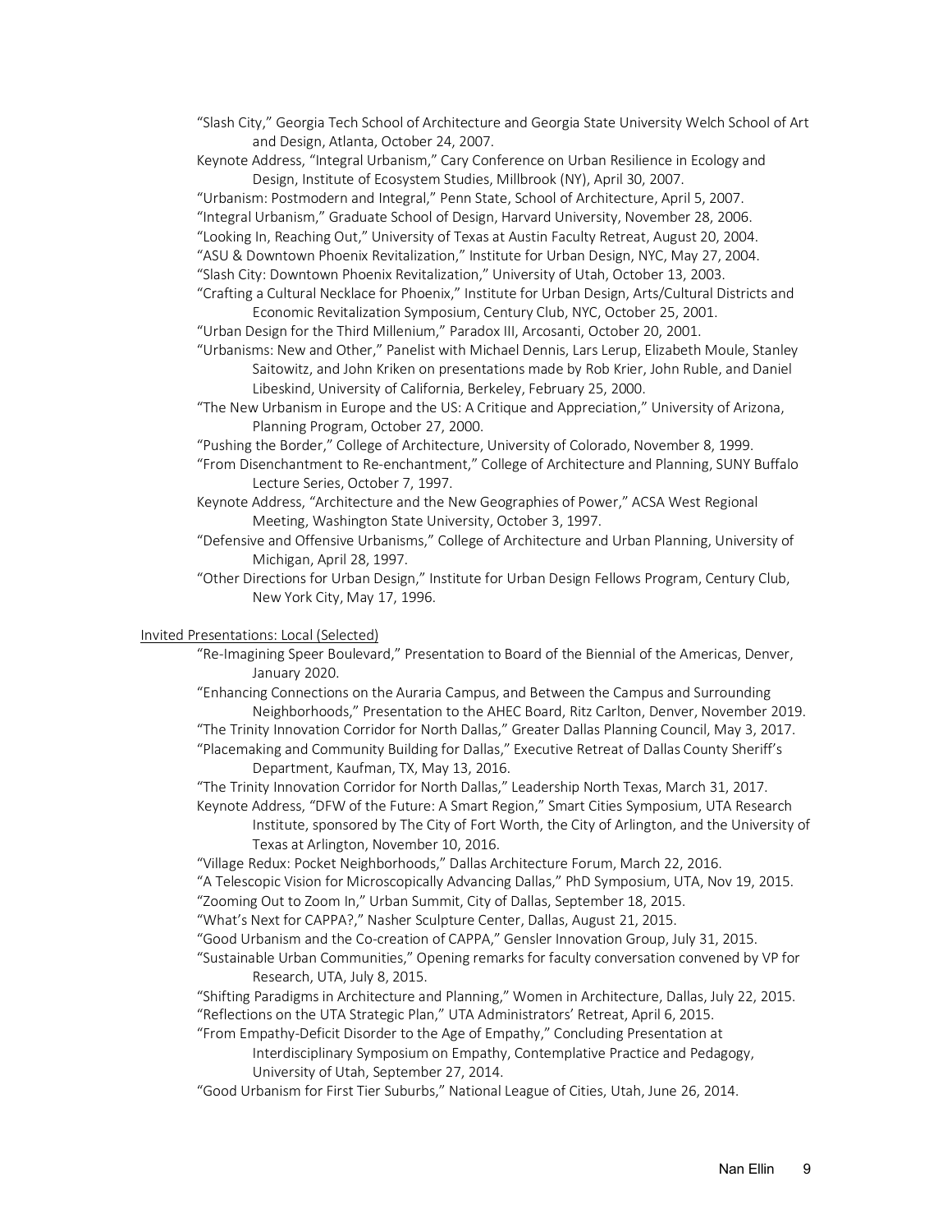"Slash City," Georgia Tech School of Architecture and Georgia State University Welch School of Art and Design, Atlanta, October 24, 2007.

Keynote Address, "Integral Urbanism," Cary Conference on Urban Resilience in Ecology and Design, Institute of Ecosystem Studies, Millbrook (NY), April 30, 2007.

"Urbanism: Postmodern and Integral," Penn State, School of Architecture, April 5, 2007.

"Integral Urbanism," Graduate School of Design, Harvard University, November 28, 2006.

"Looking In, Reaching Out," University of Texas at Austin Faculty Retreat, August 20, 2004.

"ASU & Downtown Phoenix Revitalization," Institute for Urban Design, NYC, May 27, 2004.

"Slash City: Downtown Phoenix Revitalization," University of Utah, October 13, 2003.

"Crafting a Cultural Necklace for Phoenix," Institute for Urban Design, Arts/Cultural Districts and Economic Revitalization Symposium, Century Club, NYC, October 25, 2001.

"Urban Design for the Third Millenium," Paradox III, Arcosanti, October 20, 2001.

"Urbanisms: New and Other," Panelist with Michael Dennis, Lars Lerup, Elizabeth Moule, Stanley Saitowitz, and John Kriken on presentations made by Rob Krier, John Ruble, and Daniel Libeskind, University of California, Berkeley, February 25, 2000.

"The New Urbanism in Europe and the US: A Critique and Appreciation," University of Arizona, Planning Program, October 27, 2000.

"Pushing the Border," College of Architecture, University of Colorado, November 8, 1999.

"From Disenchantment to Re-enchantment," College of Architecture and Planning, SUNY Buffalo Lecture Series, October 7, 1997.

Keynote Address, "Architecture and the New Geographies of Power," ACSA West Regional Meeting, Washington State University, October 3, 1997.

"Defensive and Offensive Urbanisms," College of Architecture and Urban Planning, University of Michigan, April 28, 1997.

"Other Directions for Urban Design," Institute for Urban Design Fellows Program, Century Club, New York City, May 17, 1996.

Invited Presentations: Local (Selected)

"Re-Imagining Speer Boulevard," Presentation to Board of the Biennial of the Americas, Denver, January 2020.

"Enhancing Connections on the Auraria Campus, and Between the Campus and Surrounding Neighborhoods," Presentation to the AHEC Board, Ritz Carlton, Denver, November 2019.

"The Trinity Innovation Corridor for North Dallas," Greater Dallas Planning Council, May 3, 2017.

"Placemaking and Community Building for Dallas," Executive Retreat of Dallas County Sheriff's Department, Kaufman, TX, May 13, 2016.

"The Trinity Innovation Corridor for North Dallas," Leadership North Texas, March 31, 2017.

Keynote Address, "DFW of the Future: A Smart Region," Smart Cities Symposium, UTA Research Institute, sponsored by The City of Fort Worth, the City of Arlington, and the University of Texas at Arlington, November 10, 2016.

"Village Redux: Pocket Neighborhoods," Dallas Architecture Forum, March 22, 2016.

"A Telescopic Vision for Microscopically Advancing Dallas," PhD Symposium, UTA, Nov 19, 2015.

"Zooming Out to Zoom In," Urban Summit, City of Dallas, September 18, 2015.

"What's Next for CAPPA?," Nasher Sculpture Center, Dallas, August 21, 2015.

"Good Urbanism and the Co-creation of CAPPA," Gensler Innovation Group, July 31, 2015.

"Sustainable Urban Communities," Opening remarks for faculty conversation convened by VP for Research, UTA, July 8, 2015.

"Shifting Paradigms in Architecture and Planning," Women in Architecture, Dallas, July 22, 2015.

"Reflections on the UTA Strategic Plan," UTA Administrators' Retreat, April 6, 2015.

"From Empathy-Deficit Disorder to the Age of Empathy," Concluding Presentation at Interdisciplinary Symposium on Empathy, Contemplative Practice and Pedagogy, University of Utah, September 27, 2014.

"Good Urbanism for First Tier Suburbs," National League of Cities, Utah, June 26, 2014.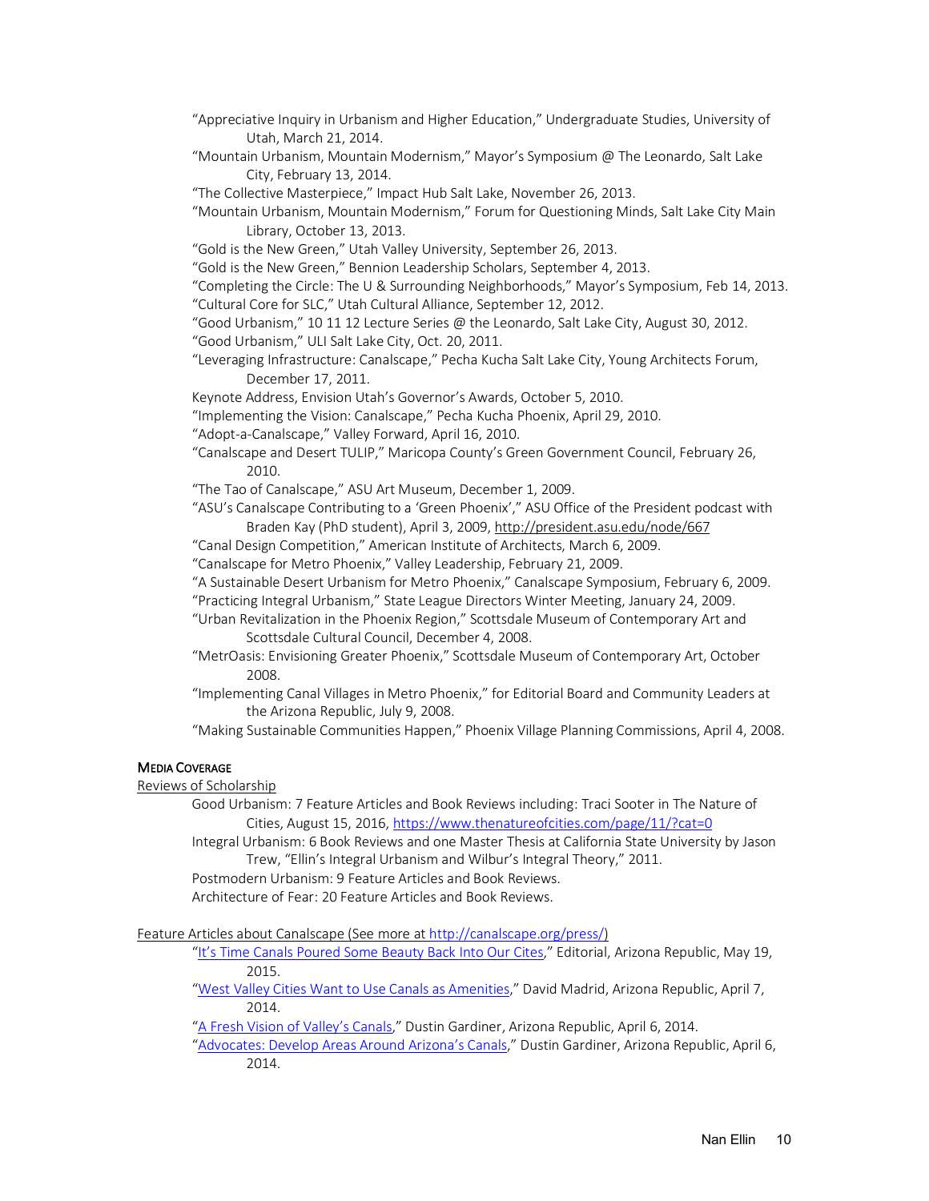"Appreciative Inquiry in Urbanism and Higher Education," Undergraduate Studies, University of Utah, March 21, 2014.

"Mountain Urbanism, Mountain Modernism," Mayor's Symposium @ The Leonardo, Salt Lake City, February 13, 2014.

"The Collective Masterpiece," Impact Hub Salt Lake, November 26, 2013.

"Mountain Urbanism, Mountain Modernism," Forum for Questioning Minds, Salt Lake City Main Library, October 13, 2013.

"Gold is the New Green," Utah Valley University, September 26, 2013.

"Gold is the New Green," Bennion Leadership Scholars, September 4, 2013.

"Completing the Circle: The U & Surrounding Neighborhoods," Mayor's Symposium, Feb 14, 2013.

"Cultural Core for SLC," Utah Cultural Alliance, September 12, 2012.

"Good Urbanism," 10 11 12 Lecture Series @ the Leonardo, Salt Lake City, August 30, 2012.

"Good Urbanism," ULI Salt Lake City, Oct. 20, 2011.

"Leveraging Infrastructure: Canalscape," Pecha Kucha Salt Lake City, Young Architects Forum, December 17, 2011.

Keynote Address, Envision Utah's Governor's Awards, October 5, 2010.

"Implementing the Vision: Canalscape," Pecha Kucha Phoenix, April 29, 2010.

"Adopt-a-Canalscape," Valley Forward, April 16, 2010.

"Canalscape and Desert TULIP," Maricopa County's Green Government Council, February 26, 2010.

"The Tao of Canalscape," ASU Art Museum, December 1, 2009.

"ASU's Canalscape Contributing to a 'Green Phoenix'," ASU Office of the President podcast with Braden Kay (PhD student), April 3, 2009, http://president.asu.edu/node/667

"Canal Design Competition," American Institute of Architects, March 6, 2009.

"Canalscape for Metro Phoenix," Valley Leadership, February 21, 2009.

"A Sustainable Desert Urbanism for Metro Phoenix," Canalscape Symposium, February 6, 2009.

"Practicing Integral Urbanism," State League Directors Winter Meeting, January 24, 2009.

"Urban Revitalization in the Phoenix Region," Scottsdale Museum of Contemporary Art and Scottsdale Cultural Council, December 4, 2008.

"MetrOasis: Envisioning Greater Phoenix," Scottsdale Museum of Contemporary Art, October 2008.

"Implementing Canal Villages in Metro Phoenix," for Editorial Board and Community Leaders at the Arizona Republic, July 9, 2008.

"Making Sustainable Communities Happen," Phoenix Village Planning Commissions, April 4, 2008.

## Media Coverage

Reviews of Scholarship

Good Urbanism: 7 Feature Articles and Book Reviews including: Traci Sooter in The Nature of Cities, August 15, 2016, https://www.thenatureofcities.com/page/11/?cat=0

Integral Urbanism: 6 Book Reviews and one Master Thesis at California State University by Jason Trew, "Ellin's Integral Urbanism and Wilbur's Integral Theory," 2011.

Postmodern Urbanism: 9 Feature Articles and Book Reviews.

Architecture of Fear: 20 Feature Articles and Book Reviews.

Feature Articles about Canalscape (See more at http://canalscape.org/press/)

"It's Time Canals Poured Some Beauty Back Into Our Cites," Editorial, Arizona Republic, May 19, 2015.

"West Valley Cities Want to Use Canals as Amenities," David Madrid, Arizona Republic, April 7, 2014.

"A Fresh Vision of Valley's Canals," Dustin Gardiner, Arizona Republic, April 6, 2014.

"Advocates: Develop Areas Around Arizona's Canals," Dustin Gardiner, Arizona Republic, April 6, 2014.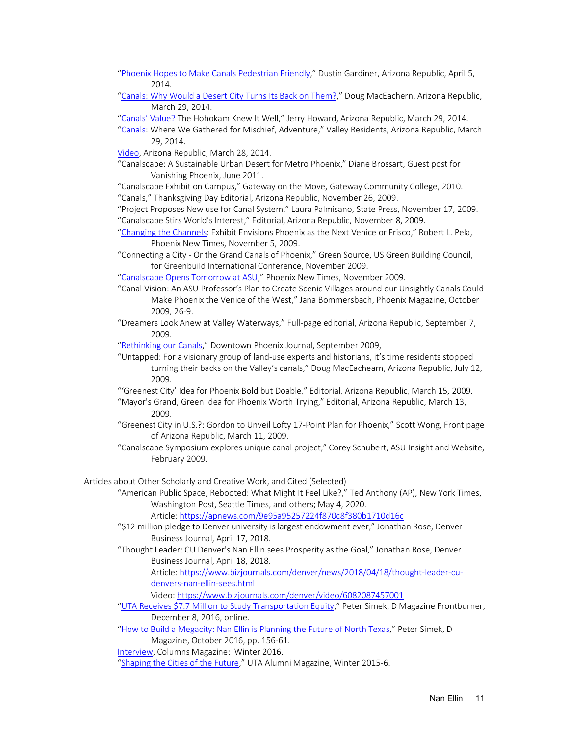"Phoenix Hopes to Make Canals Pedestrian Friendly," Dustin Gardiner, Arizona Republic, April 5, 2014.

"Canals: Why Would a Desert City Turns Its Back on Them?," Doug MacEachern, Arizona Republic, March 29, 2014.

"Canals' Value? The Hohokam Knew It Well," Jerry Howard, Arizona Republic, March 29, 2014.

"Canals: Where We Gathered for Mischief, Adventure," Valley Residents, Arizona Republic, March 29, 2014.

Video, Arizona Republic, March 28, 2014.

"Canalscape: A Sustainable Urban Desert for Metro Phoenix," Diane Brossart, Guest post for Vanishing Phoenix, June 2011.

"Canalscape Exhibit on Campus," Gateway on the Move, Gateway Community College, 2010.

"Canals," Thanksgiving Day Editorial, Arizona Republic, November 26, 2009.

"Project Proposes New use for Canal System," Laura Palmisano, State Press, November 17, 2009.

"Canalscape Stirs World's Interest," Editorial, Arizona Republic, November 8, 2009.

"Changing the Channels: Exhibit Envisions Phoenix as the Next Venice or Frisco," Robert L. Pela, Phoenix New Times, November 5, 2009.

"Connecting a City - Or the Grand Canals of Phoenix," Green Source, US Green Building Council, for Greenbuild International Conference, November 2009.

"Canalscape Opens Tomorrow at ASU," Phoenix New Times, November 2009.

"Canal Vision: An ASU Professor's Plan to Create Scenic Villages around our Unsightly Canals Could Make Phoenix the Venice of the West," Jana Bommersbach, Phoenix Magazine, October 2009, 26-9.

"Dreamers Look Anew at Valley Waterways," Full-page editorial, Arizona Republic, September 7, 2009.

"Rethinking our Canals," Downtown Phoenix Journal, September 2009,

"Untapped: For a visionary group of land-use experts and historians, it's time residents stopped turning their backs on the Valley's canals," Doug MacEachearn, Arizona Republic, July 12, 2009.

"'Greenest City' Idea for Phoenix Bold but Doable," Editorial, Arizona Republic, March 15, 2009.

"Mayor's Grand, Green Idea for Phoenix Worth Trying," Editorial, Arizona Republic, March 13, 2009.

"Greenest City in U.S.?: Gordon to Unveil Lofty 17-Point Plan for Phoenix," Scott Wong, Front page of Arizona Republic, March 11, 2009.

"Canalscape Symposium explores unique canal project," Corey Schubert, ASU Insight and Website, February 2009.

Articles about Other Scholarly and Creative Work, and Cited (Selected)

"American Public Space, Rebooted: What Might It Feel Like?," Ted Anthony (AP), New York Times, Washington Post, Seattle Times, and others; May 4, 2020.
Article: https://apnews.com/9e95a95257224f870c8f380b1710d16c

"$12 million pledge to Denver university is largest endowment ever," Jonathan Rose, Denver Business Journal, April 17, 2018.

"Thought Leader: CU Denver's Nan Ellin sees Prosperity as the Goal," Jonathan Rose, Denver Business Journal, April 18, 2018.
Article: https://www.bizjournals.com/denver/news/2018/04/18/thought-leader-cu-denvers-nan-ellin-sees.html
Video: https://www.bizjournals.com/denver/video/6082087457001

"UTA Receives $7.7 Million to Study Transportation Equity," Peter Simek, D Magazine Frontburner, December 8, 2016, online.

"How to Build a Megacity: Nan Ellin is Planning the Future of North Texas," Peter Simek, D Magazine, October 2016, pp. 156-61.

Interview, Columns Magazine: Winter 2016.

"Shaping the Cities of the Future," UTA Alumni Magazine, Winter 2015-6.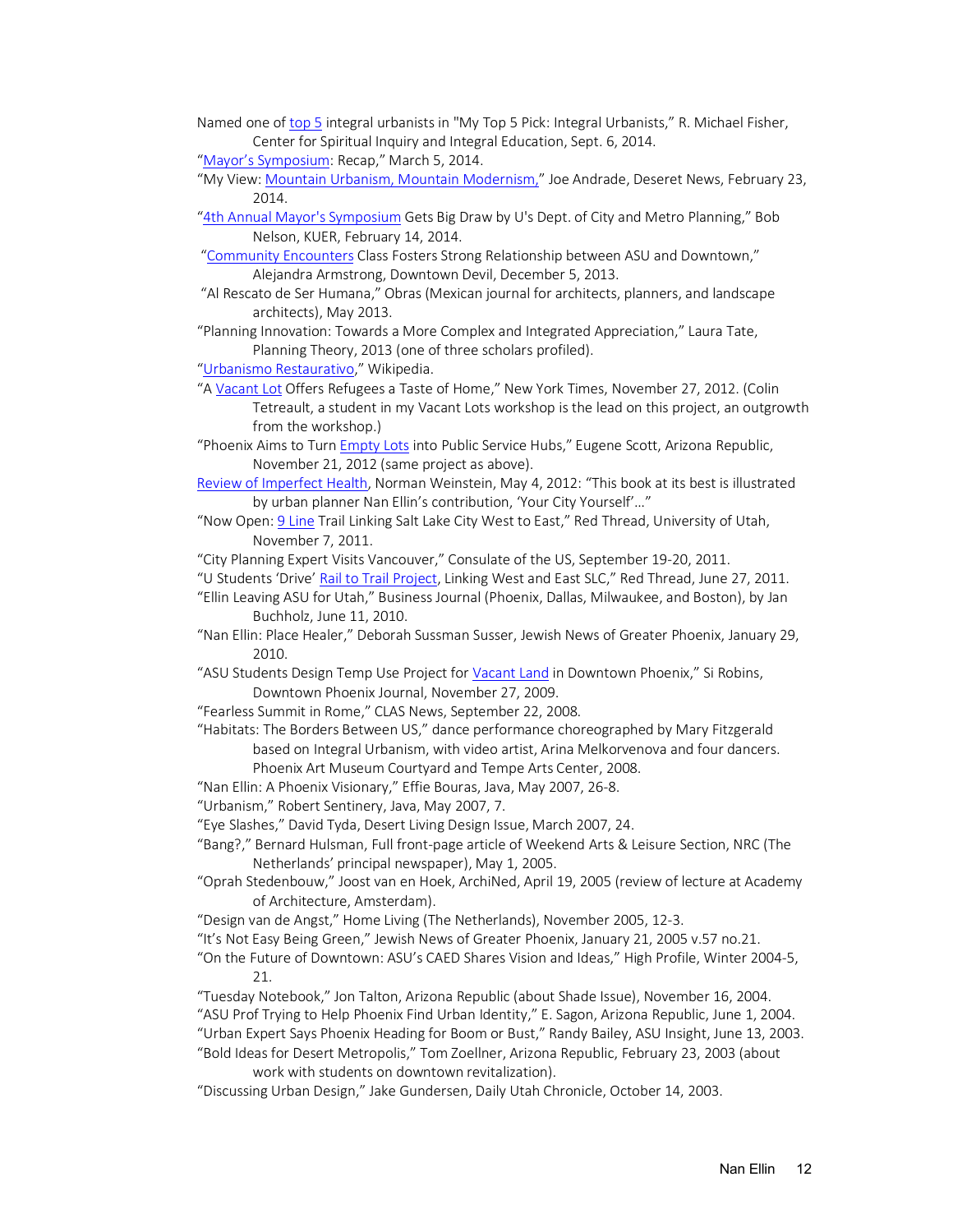Named one of top 5 integral urbanists in "My Top 5 Pick: Integral Urbanists," R. Michael Fisher, Center for Spiritual Inquiry and Integral Education, Sept. 6, 2014.

"Mayor's Symposium: Recap," March 5, 2014.

"My View: Mountain Urbanism, Mountain Modernism," Joe Andrade, Deseret News, February 23, 2014.

"4th Annual Mayor's Symposium Gets Big Draw by U's Dept. of City and Metro Planning," Bob Nelson, KUER, February 14, 2014.

"Community Encounters Class Fosters Strong Relationship between ASU and Downtown," Alejandra Armstrong, Downtown Devil, December 5, 2013.

"Al Rescato de Ser Humana," Obras (Mexican journal for architects, planners, and landscape architects), May 2013.

"Planning Innovation: Towards a More Complex and Integrated Appreciation," Laura Tate, Planning Theory, 2013 (one of three scholars profiled).

"Urbanismo Restaurativo," Wikipedia.

"A Vacant Lot Offers Refugees a Taste of Home," New York Times, November 27, 2012. (Colin Tetreault, a student in my Vacant Lots workshop is the lead on this project, an outgrowth from the workshop.)

"Phoenix Aims to Turn Empty Lots into Public Service Hubs," Eugene Scott, Arizona Republic, November 21, 2012 (same project as above).

Review of Imperfect Health, Norman Weinstein, May 4, 2012: "This book at its best is illustrated by urban planner Nan Ellin's contribution, 'Your City Yourself'…"

"Now Open: 9 Line Trail Linking Salt Lake City West to East," Red Thread, University of Utah, November 7, 2011.

"City Planning Expert Visits Vancouver," Consulate of the US, September 19-20, 2011.

"U Students 'Drive' Rail to Trail Project, Linking West and East SLC," Red Thread, June 27, 2011.

"Ellin Leaving ASU for Utah," Business Journal (Phoenix, Dallas, Milwaukee, and Boston), by Jan Buchholz, June 11, 2010.

"Nan Ellin: Place Healer," Deborah Sussman Susser, Jewish News of Greater Phoenix, January 29, 2010.

"ASU Students Design Temp Use Project for Vacant Land in Downtown Phoenix," Si Robins, Downtown Phoenix Journal, November 27, 2009.

"Fearless Summit in Rome," CLAS News, September 22, 2008.

"Habitats: The Borders Between US," dance performance choreographed by Mary Fitzgerald based on Integral Urbanism, with video artist, Arina Melkorvenova and four dancers. Phoenix Art Museum Courtyard and Tempe Arts Center, 2008.

"Nan Ellin: A Phoenix Visionary," Effie Bouras, Java, May 2007, 26-8.

"Urbanism," Robert Sentinery, Java, May 2007, 7.

"Eye Slashes," David Tyda, Desert Living Design Issue, March 2007, 24.

"Bang?," Bernard Hulsman, Full front-page article of Weekend Arts & Leisure Section, NRC (The Netherlands' principal newspaper), May 1, 2005.

"Oprah Stedenbouw," Joost van en Hoek, ArchiNed, April 19, 2005 (review of lecture at Academy of Architecture, Amsterdam).

"Design van de Angst," Home Living (The Netherlands), November 2005, 12-3.

"It's Not Easy Being Green," Jewish News of Greater Phoenix, January 21, 2005 v.57 no.21.

"On the Future of Downtown: ASU's CAED Shares Vision and Ideas," High Profile, Winter 2004-5, 21.

"Tuesday Notebook," Jon Talton, Arizona Republic (about Shade Issue), November 16, 2004.

"ASU Prof Trying to Help Phoenix Find Urban Identity," E. Sagon, Arizona Republic, June 1, 2004.

"Urban Expert Says Phoenix Heading for Boom or Bust," Randy Bailey, ASU Insight, June 13, 2003.

"Bold Ideas for Desert Metropolis," Tom Zoellner, Arizona Republic, February 23, 2003 (about work with students on downtown revitalization).

"Discussing Urban Design," Jake Gundersen, Daily Utah Chronicle, October 14, 2003.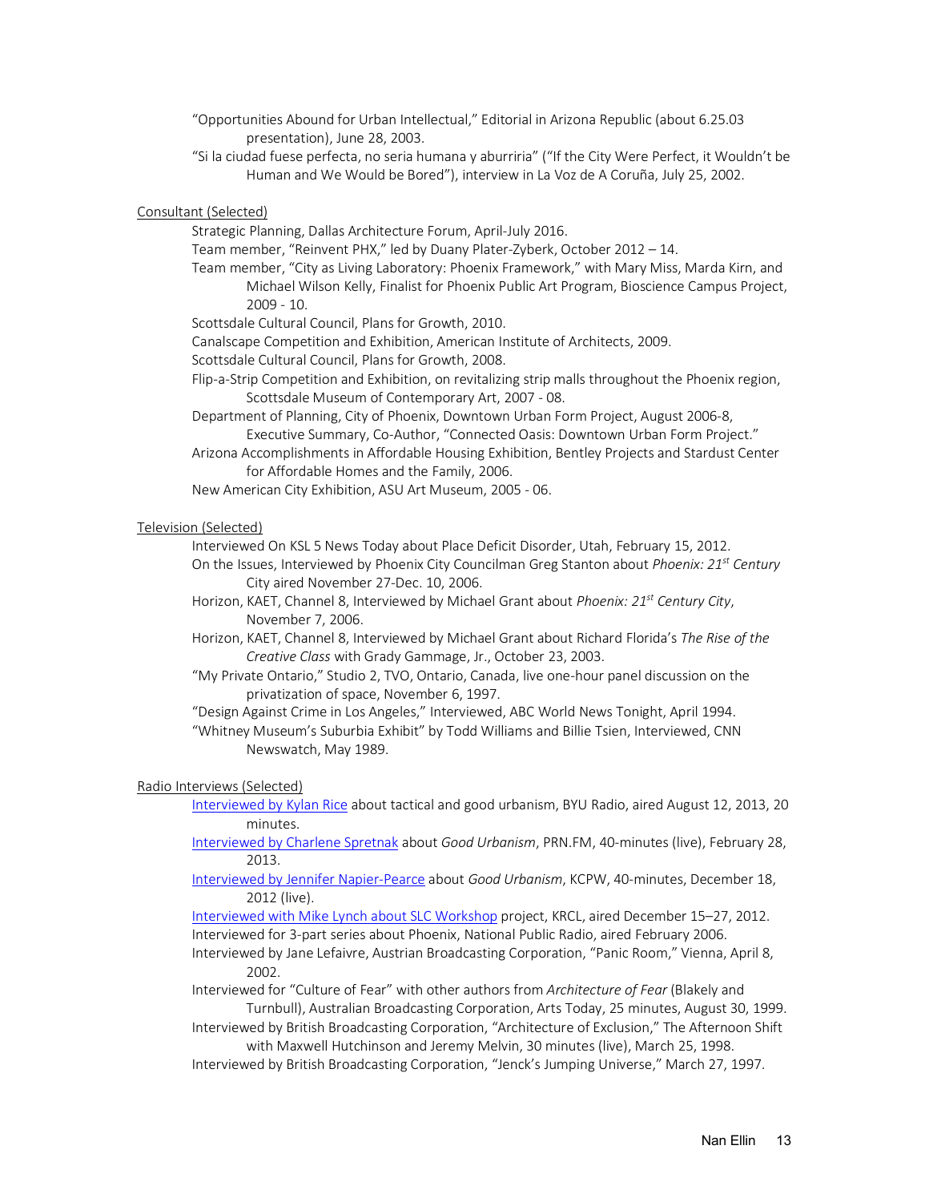"Opportunities Abound for Urban Intellectual," Editorial in Arizona Republic (about 6.25.03 presentation), June 28, 2003.

"Si la ciudad fuese perfecta, no seria humana y aburriria" ("If the City Were Perfect, it Wouldn't be Human and We Would be Bored"), interview in La Voz de A Coruña, July 25, 2002.

Consultant (Selected)

Strategic Planning, Dallas Architecture Forum, April-July 2016.

Team member, "Reinvent PHX," led by Duany Plater-Zyberk, October 2012 – 14.

Team member, "City as Living Laboratory: Phoenix Framework," with Mary Miss, Marda Kirn, and Michael Wilson Kelly, Finalist for Phoenix Public Art Program, Bioscience Campus Project, 2009 - 10.

Scottsdale Cultural Council, Plans for Growth, 2010.

Canalscape Competition and Exhibition, American Institute of Architects, 2009.

Scottsdale Cultural Council, Plans for Growth, 2008.

Flip-a-Strip Competition and Exhibition, on revitalizing strip malls throughout the Phoenix region, Scottsdale Museum of Contemporary Art, 2007 - 08.

Department of Planning, City of Phoenix, Downtown Urban Form Project, August 2006-8, Executive Summary, Co-Author, "Connected Oasis: Downtown Urban Form Project."

Arizona Accomplishments in Affordable Housing Exhibition, Bentley Projects and Stardust Center for Affordable Homes and the Family, 2006.

New American City Exhibition, ASU Art Museum, 2005 - 06.

Television (Selected)

Interviewed On KSL 5 News Today about Place Deficit Disorder, Utah, February 15, 2012.

On the Issues, Interviewed by Phoenix City Councilman Greg Stanton about *Phoenix: 21st Century* City aired November 27-Dec. 10, 2006.

Horizon, KAET, Channel 8, Interviewed by Michael Grant about *Phoenix: 21st Century City*, November 7, 2006.

Horizon, KAET, Channel 8, Interviewed by Michael Grant about Richard Florida's *The Rise of the Creative Class* with Grady Gammage, Jr., October 23, 2003.

"My Private Ontario," Studio 2, TVO, Ontario, Canada, live one-hour panel discussion on the privatization of space, November 6, 1997.

"Design Against Crime in Los Angeles," Interviewed, ABC World News Tonight, April 1994.

"Whitney Museum's Suburbia Exhibit" by Todd Williams and Billie Tsien, Interviewed, CNN Newswatch, May 1989.

Radio Interviews (Selected)

Interviewed by Kylan Rice about tactical and good urbanism, BYU Radio, aired August 12, 2013, 20 minutes.

Interviewed by Charlene Spretnak about *Good Urbanism*, PRN.FM, 40-minutes (live), February 28, 2013.

Interviewed by Jennifer Napier-Pearce about *Good Urbanism*, KCPW, 40-minutes, December 18, 2012 (live).

Interviewed with Mike Lynch about SLC Workshop project, KRCL, aired December 15–27, 2012.

Interviewed for 3-part series about Phoenix, National Public Radio, aired February 2006.

Interviewed by Jane Lefaivre, Austrian Broadcasting Corporation, "Panic Room," Vienna, April 8, 2002.

Interviewed for "Culture of Fear" with other authors from *Architecture of Fear* (Blakely and Turnbull), Australian Broadcasting Corporation, Arts Today, 25 minutes, August 30, 1999.

Interviewed by British Broadcasting Corporation, "Architecture of Exclusion," The Afternoon Shift with Maxwell Hutchinson and Jeremy Melvin, 30 minutes (live), March 25, 1998.

Interviewed by British Broadcasting Corporation, "Jenck's Jumping Universe," March 27, 1997.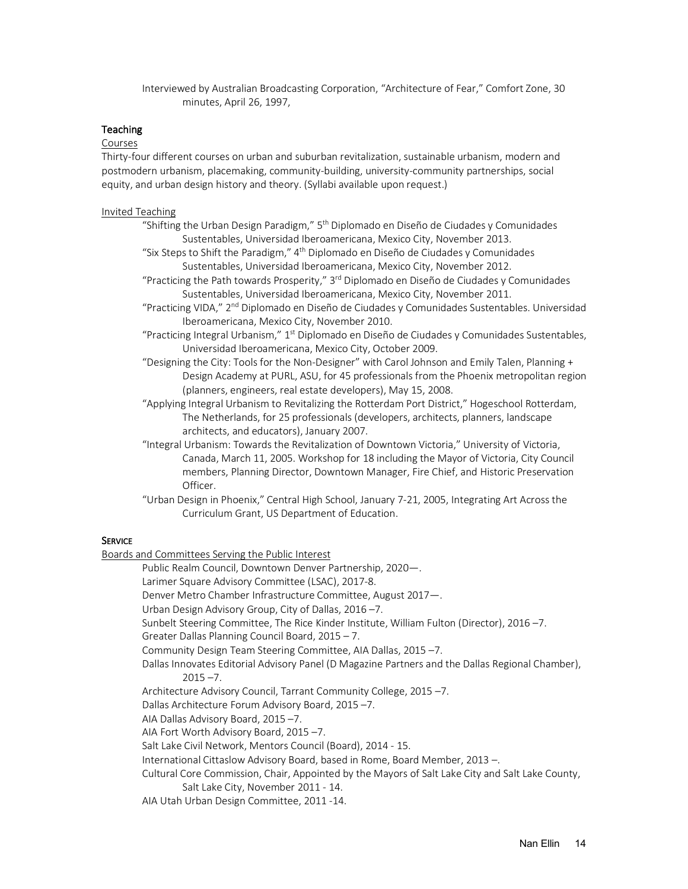Interviewed by Australian Broadcasting Corporation, "Architecture of Fear," Comfort Zone, 30 minutes, April 26, 1997,

### Teaching

Courses

Thirty-four different courses on urban and suburban revitalization, sustainable urbanism, modern and postmodern urbanism, placemaking, community-building, university-community partnerships, social equity, and urban design history and theory. (Syllabi available upon request.)

Invited Teaching

- "Shifting the Urban Design Paradigm," 5th Diplomado en Diseño de Ciudades y Comunidades Sustentables, Universidad Iberoamericana, Mexico City, November 2013.
- "Six Steps to Shift the Paradigm," 4th Diplomado en Diseño de Ciudades y Comunidades Sustentables, Universidad Iberoamericana, Mexico City, November 2012.
- "Practicing the Path towards Prosperity," 3rd Diplomado en Diseño de Ciudades y Comunidades Sustentables, Universidad Iberoamericana, Mexico City, November 2011.
- "Practicing VIDA," 2nd Diplomado en Diseño de Ciudades y Comunidades Sustentables. Universidad Iberoamericana, Mexico City, November 2010.
- "Practicing Integral Urbanism," 1st Diplomado en Diseño de Ciudades y Comunidades Sustentables, Universidad Iberoamericana, Mexico City, October 2009.
- "Designing the City: Tools for the Non-Designer" with Carol Johnson and Emily Talen, Planning + Design Academy at PURL, ASU, for 45 professionals from the Phoenix metropolitan region (planners, engineers, real estate developers), May 15, 2008.
- "Applying Integral Urbanism to Revitalizing the Rotterdam Port District," Hogeschool Rotterdam, The Netherlands, for 25 professionals (developers, architects, planners, landscape architects, and educators), January 2007.
- "Integral Urbanism: Towards the Revitalization of Downtown Victoria," University of Victoria, Canada, March 11, 2005. Workshop for 18 including the Mayor of Victoria, City Council members, Planning Director, Downtown Manager, Fire Chief, and Historic Preservation Officer.
- "Urban Design in Phoenix," Central High School, January 7-21, 2005, Integrating Art Across the Curriculum Grant, US Department of Education.

### Service

Boards and Committees Serving the Public Interest

- Public Realm Council, Downtown Denver Partnership, 2020—.
- Larimer Square Advisory Committee (LSAC), 2017-8.
- Denver Metro Chamber Infrastructure Committee, August 2017—.
- Urban Design Advisory Group, City of Dallas, 2016 –7.
- Sunbelt Steering Committee, The Rice Kinder Institute, William Fulton (Director), 2016 –7.
- Greater Dallas Planning Council Board, 2015 – 7.
- Community Design Team Steering Committee, AIA Dallas, 2015 –7.
- Dallas Innovates Editorial Advisory Panel (D Magazine Partners and the Dallas Regional Chamber), 2015 –7.
- Architecture Advisory Council, Tarrant Community College, 2015 –7.
- Dallas Architecture Forum Advisory Board, 2015 –7.
- AIA Dallas Advisory Board, 2015 –7.
- AIA Fort Worth Advisory Board, 2015 –7.
- Salt Lake Civil Network, Mentors Council (Board), 2014 - 15.
- International Cittaslow Advisory Board, based in Rome, Board Member, 2013 –.
- Cultural Core Commission, Chair, Appointed by the Mayors of Salt Lake City and Salt Lake County, Salt Lake City, November 2011 - 14.
- AIA Utah Urban Design Committee, 2011 -14.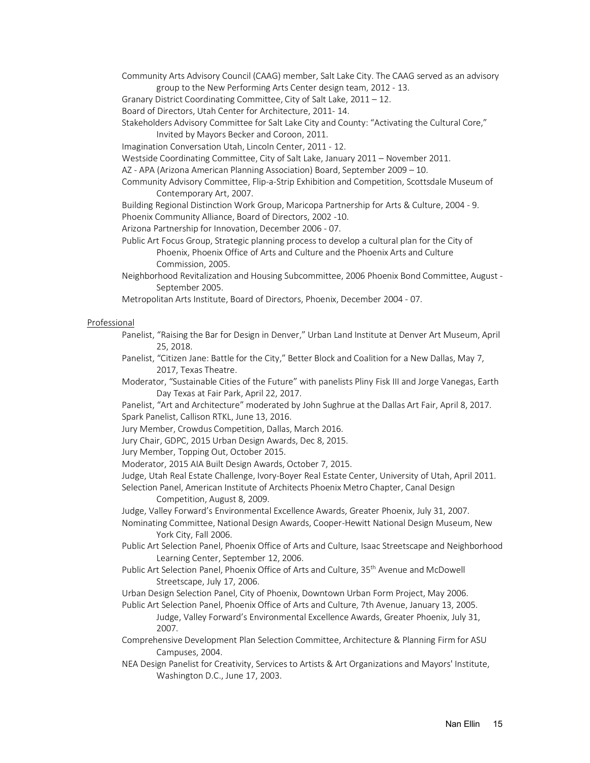Community Arts Advisory Council (CAAG) member, Salt Lake City. The CAAG served as an advisory group to the New Performing Arts Center design team, 2012 - 13.

Granary District Coordinating Committee, City of Salt Lake, 2011 – 12.

Board of Directors, Utah Center for Architecture, 2011- 14.

Stakeholders Advisory Committee for Salt Lake City and County: "Activating the Cultural Core," Invited by Mayors Becker and Coroon, 2011.

Imagination Conversation Utah, Lincoln Center, 2011 - 12.

Westside Coordinating Committee, City of Salt Lake, January 2011 – November 2011.

AZ - APA (Arizona American Planning Association) Board, September 2009 – 10.

Community Advisory Committee, Flip-a-Strip Exhibition and Competition, Scottsdale Museum of Contemporary Art, 2007.

Building Regional Distinction Work Group, Maricopa Partnership for Arts & Culture, 2004 - 9.

Phoenix Community Alliance, Board of Directors, 2002 -10.

Arizona Partnership for Innovation, December 2006 - 07.

Public Art Focus Group, Strategic planning process to develop a cultural plan for the City of Phoenix, Phoenix Office of Arts and Culture and the Phoenix Arts and Culture Commission, 2005.

Neighborhood Revitalization and Housing Subcommittee, 2006 Phoenix Bond Committee, August - September 2005.

Metropolitan Arts Institute, Board of Directors, Phoenix, December 2004 - 07.

Professional

Panelist, "Raising the Bar for Design in Denver," Urban Land Institute at Denver Art Museum, April 25, 2018.

Panelist, "Citizen Jane: Battle for the City," Better Block and Coalition for a New Dallas, May 7, 2017, Texas Theatre.

Moderator, "Sustainable Cities of the Future" with panelists Pliny Fisk III and Jorge Vanegas, Earth Day Texas at Fair Park, April 22, 2017.

Panelist, "Art and Architecture" moderated by John Sughrue at the Dallas Art Fair, April 8, 2017.

Spark Panelist, Callison RTKL, June 13, 2016.

Jury Member, Crowdus Competition, Dallas, March 2016.

Jury Chair, GDPC, 2015 Urban Design Awards, Dec 8, 2015.

Jury Member, Topping Out, October 2015.

Moderator, 2015 AIA Built Design Awards, October 7, 2015.

Judge, Utah Real Estate Challenge, Ivory-Boyer Real Estate Center, University of Utah, April 2011.

Selection Panel, American Institute of Architects Phoenix Metro Chapter, Canal Design Competition, August 8, 2009.

Judge, Valley Forward's Environmental Excellence Awards, Greater Phoenix, July 31, 2007.

Nominating Committee, National Design Awards, Cooper-Hewitt National Design Museum, New York City, Fall 2006.

Public Art Selection Panel, Phoenix Office of Arts and Culture, Isaac Streetscape and Neighborhood Learning Center, September 12, 2006.

Public Art Selection Panel, Phoenix Office of Arts and Culture, 35th Avenue and McDowell Streetscape, July 17, 2006.

Urban Design Selection Panel, City of Phoenix, Downtown Urban Form Project, May 2006.

Public Art Selection Panel, Phoenix Office of Arts and Culture, 7th Avenue, January 13, 2005.
Judge, Valley Forward's Environmental Excellence Awards, Greater Phoenix, July 31, 2007.

Comprehensive Development Plan Selection Committee, Architecture & Planning Firm for ASU Campuses, 2004.

NEA Design Panelist for Creativity, Services to Artists & Art Organizations and Mayors' Institute, Washington D.C., June 17, 2003.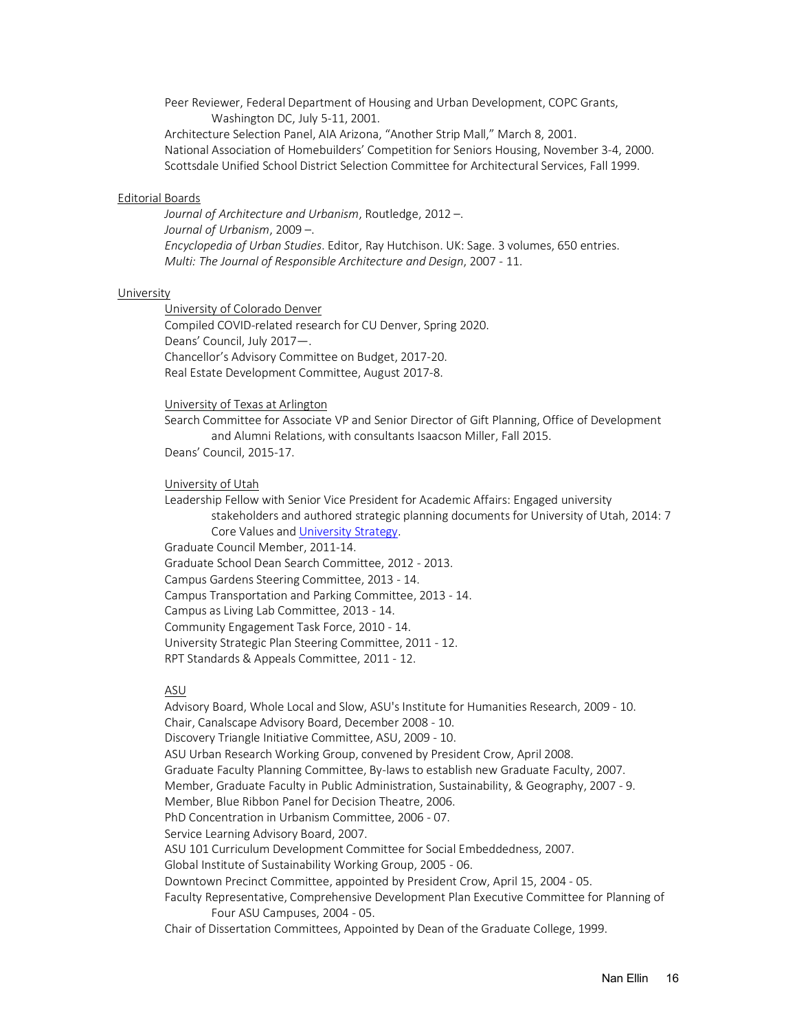Peer Reviewer, Federal Department of Housing and Urban Development, COPC Grants, Washington DC, July 5-11, 2001.

Architecture Selection Panel, AIA Arizona, "Another Strip Mall," March 8, 2001.

National Association of Homebuilders' Competition for Seniors Housing, November 3-4, 2000.

Scottsdale Unified School District Selection Committee for Architectural Services, Fall 1999.

<u>Editorial Boards</u>

*Journal of Architecture and Urbanism*, Routledge, 2012 –.

*Journal of Urbanism*, 2009 –.

*Encyclopedia of Urban Studies*. Editor, Ray Hutchison. UK: Sage. 3 volumes, 650 entries.

*Multi: The Journal of Responsible Architecture and Design*, 2007 - 11.

<u>University</u>

<u>University of Colorado Denver</u>

Compiled COVID-related research for CU Denver, Spring 2020.

Deans' Council, July 2017—.

Chancellor's Advisory Committee on Budget, 2017-20.

Real Estate Development Committee, August 2017-8.

<u>University of Texas at Arlington</u>

Search Committee for Associate VP and Senior Director of Gift Planning, Office of Development and Alumni Relations, with consultants Isaacson Miller, Fall 2015.

Deans' Council, 2015-17.

<u>University of Utah</u>

Leadership Fellow with Senior Vice President for Academic Affairs: Engaged university stakeholders and authored strategic planning documents for University of Utah, 2014: 7 Core Values and University Strategy.

Graduate Council Member, 2011-14.

Graduate School Dean Search Committee, 2012 - 2013.

Campus Gardens Steering Committee, 2013 - 14.

Campus Transportation and Parking Committee, 2013 - 14.

Campus as Living Lab Committee, 2013 - 14.

Community Engagement Task Force, 2010 - 14.

University Strategic Plan Steering Committee, 2011 - 12.

RPT Standards & Appeals Committee, 2011 - 12.

<u>ASU</u>

Advisory Board, Whole Local and Slow, ASU's Institute for Humanities Research, 2009 - 10.

Chair, Canalscape Advisory Board, December 2008 - 10.

Discovery Triangle Initiative Committee, ASU, 2009 - 10.

ASU Urban Research Working Group, convened by President Crow, April 2008.

Graduate Faculty Planning Committee, By-laws to establish new Graduate Faculty, 2007.

Member, Graduate Faculty in Public Administration, Sustainability, & Geography, 2007 - 9.

Member, Blue Ribbon Panel for Decision Theatre, 2006.

PhD Concentration in Urbanism Committee, 2006 - 07.

Service Learning Advisory Board, 2007.

ASU 101 Curriculum Development Committee for Social Embeddedness, 2007.

Global Institute of Sustainability Working Group, 2005 - 06.

Downtown Precinct Committee, appointed by President Crow, April 15, 2004 - 05.

Faculty Representative, Comprehensive Development Plan Executive Committee for Planning of Four ASU Campuses, 2004 - 05.

Chair of Dissertation Committees, Appointed by Dean of the Graduate College, 1999.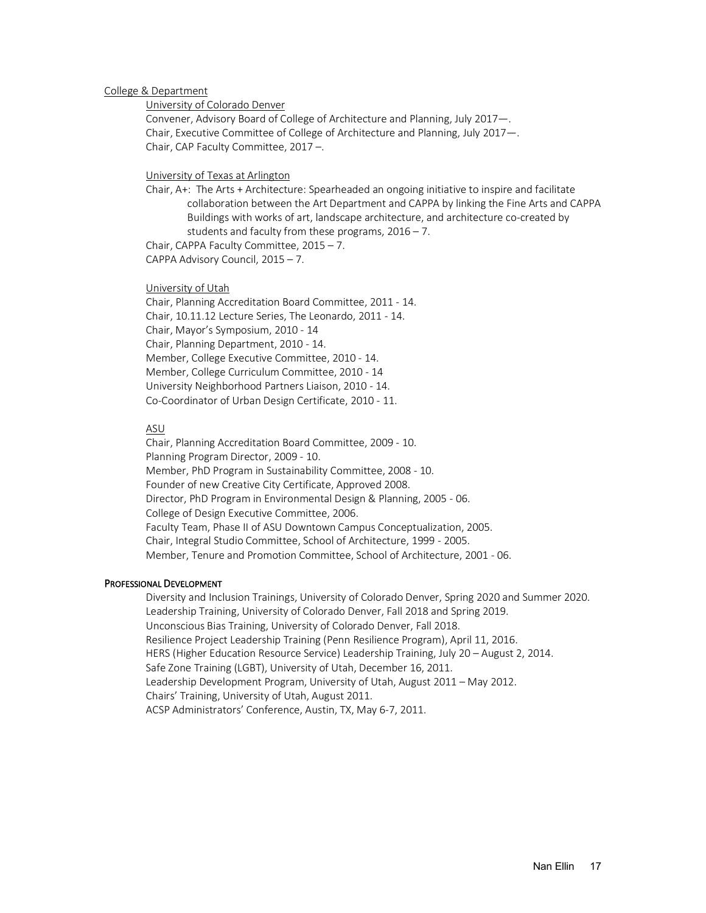College & Department

University of Colorado Denver

Convener, Advisory Board of College of Architecture and Planning, July 2017—.
Chair, Executive Committee of College of Architecture and Planning, July 2017—.
Chair, CAP Faculty Committee, 2017 –.

University of Texas at Arlington

Chair, A+: The Arts + Architecture: Spearheaded an ongoing initiative to inspire and facilitate collaboration between the Art Department and CAPPA by linking the Fine Arts and CAPPA Buildings with works of art, landscape architecture, and architecture co-created by students and faculty from these programs, 2016 – 7.
Chair, CAPPA Faculty Committee, 2015 – 7.
CAPPA Advisory Council, 2015 – 7.

University of Utah

Chair, Planning Accreditation Board Committee, 2011 - 14.
Chair, 10.11.12 Lecture Series, The Leonardo, 2011 - 14.
Chair, Mayor's Symposium, 2010 - 14
Chair, Planning Department, 2010 - 14.
Member, College Executive Committee, 2010 - 14.
Member, College Curriculum Committee, 2010 - 14
University Neighborhood Partners Liaison, 2010 - 14.
Co-Coordinator of Urban Design Certificate, 2010 - 11.

ASU

Chair, Planning Accreditation Board Committee, 2009 - 10.
Planning Program Director, 2009 - 10.
Member, PhD Program in Sustainability Committee, 2008 - 10.
Founder of new Creative City Certificate, Approved 2008.
Director, PhD Program in Environmental Design & Planning, 2005 - 06.
College of Design Executive Committee, 2006.
Faculty Team, Phase II of ASU Downtown Campus Conceptualization, 2005.
Chair, Integral Studio Committee, School of Architecture, 1999 - 2005.
Member, Tenure and Promotion Committee, School of Architecture, 2001 - 06.

**Professional Development**

Diversity and Inclusion Trainings, University of Colorado Denver, Spring 2020 and Summer 2020.
Leadership Training, University of Colorado Denver, Fall 2018 and Spring 2019.
Unconscious Bias Training, University of Colorado Denver, Fall 2018.
Resilience Project Leadership Training (Penn Resilience Program), April 11, 2016.
HERS (Higher Education Resource Service) Leadership Training, July 20 – August 2, 2014.
Safe Zone Training (LGBT), University of Utah, December 16, 2011.
Leadership Development Program, University of Utah, August 2011 – May 2012.
Chairs' Training, University of Utah, August 2011.
ACSP Administrators' Conference, Austin, TX, May 6-7, 2011.